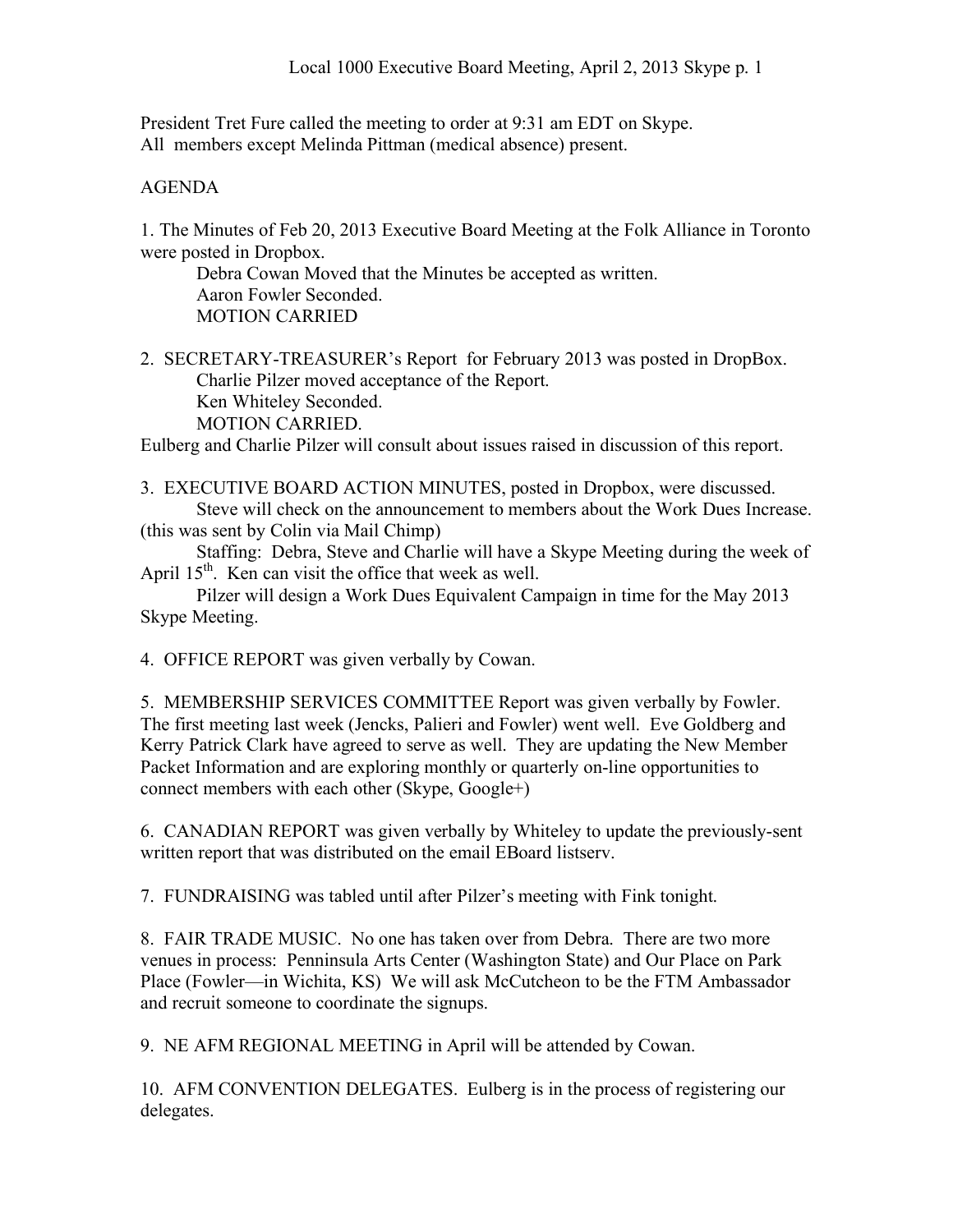# Local 1000 Executive Board Meeting, April 2, 2013 Skype

President Tret Fure called the meeting to order at 9:31 am EDT on Skype.
All members except Melinda Pittman (medical absence) present.

AGENDA

1. The Minutes of Feb 20, 2013 Executive Board Meeting at the Folk Alliance in Toronto were posted in Dropbox.
   Debra Cowan Moved that the Minutes be accepted as written.
   Aaron Fowler Seconded.
   MOTION CARRIED

2. SECRETARY-TREASURER's Report for February 2013 was posted in DropBox.
   Charlie Pilzer moved acceptance of the Report.
   Ken Whiteley Seconded.
   MOTION CARRIED.

Eulberg and Charlie Pilzer will consult about issues raised in discussion of this report.

3. EXECUTIVE BOARD ACTION MINUTES, posted in Dropbox, were discussed.
   Steve will check on the announcement to members about the Work Dues Increase. (this was sent by Colin via Mail Chimp)
   Staffing: Debra, Steve and Charlie will have a Skype Meeting during the week of April 15th. Ken can visit the office that week as well.
   Pilzer will design a Work Dues Equivalent Campaign in time for the May 2013 Skype Meeting.

4. OFFICE REPORT was given verbally by Cowan.

5. MEMBERSHIP SERVICES COMMITTEE Report was given verbally by Fowler. The first meeting last week (Jencks, Palieri and Fowler) went well. Eve Goldberg and Kerry Patrick Clark have agreed to serve as well. They are updating the New Member Packet Information and are exploring monthly or quarterly on-line opportunities to connect members with each other (Skype, Google+)

6. CANADIAN REPORT was given verbally by Whiteley to update the previously-sent written report that was distributed on the email EBoard listserv.

7. FUNDRAISING was tabled until after Pilzer's meeting with Fink tonight.

8. FAIR TRADE MUSIC. No one has taken over from Debra. There are two more venues in process: Penninsula Arts Center (Washington State) and Our Place on Park Place (Fowler—in Wichita, KS) We will ask McCutcheon to be the FTM Ambassador and recruit someone to coordinate the signups.

9. NE AFM REGIONAL MEETING in April will be attended by Cowan.

10. AFM CONVENTION DELEGATES. Eulberg is in the process of registering our delegates.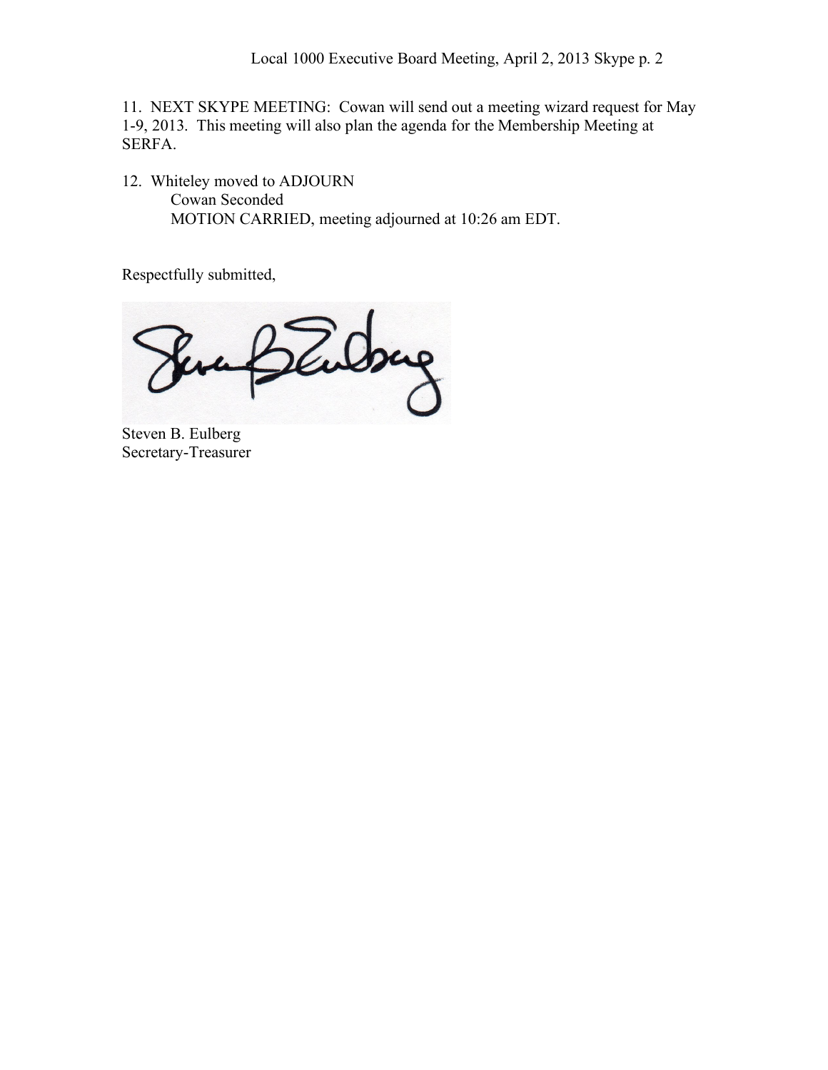11. NEXT SKYPE MEETING: Cowan will send out a meeting wizard request for May 1-9, 2013. This meeting will also plan the agenda for the Membership Meeting at SERFA.

12. Whiteley moved to ADJOURN
    Cowan Seconded
    MOTION CARRIED, meeting adjourned at 10:26 am EDT.

Respectfully submitted,

Steven B. Eulberg
Secretary-Treasurer